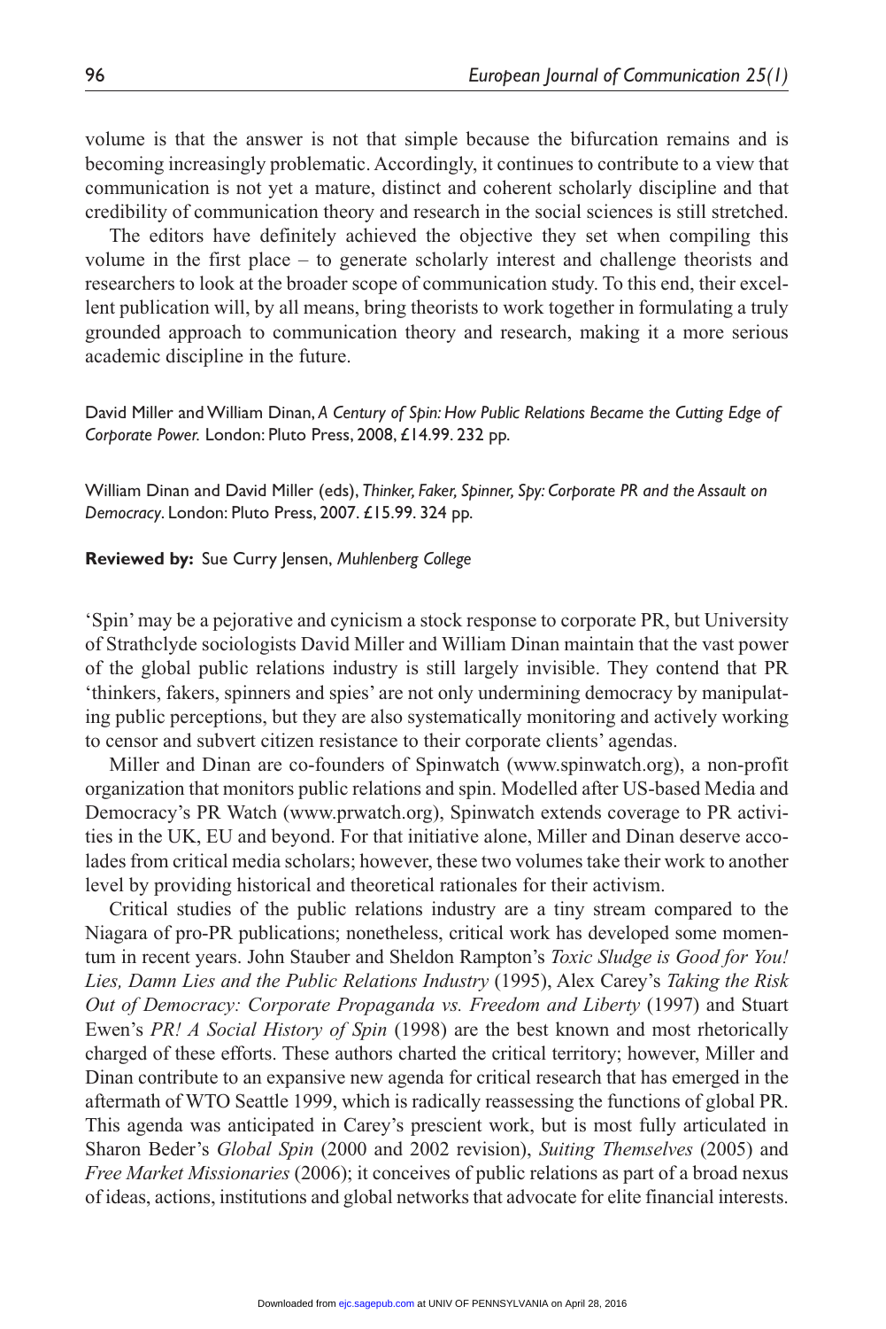volume is that the answer is not that simple because the bifurcation remains and is becoming increasingly problematic. Accordingly, it continues to contribute to a view that communication is not yet a mature, distinct and coherent scholarly discipline and that credibility of communication theory and research in the social sciences is still stretched.

The editors have definitely achieved the objective they set when compiling this volume in the first place – to generate scholarly interest and challenge theorists and researchers to look at the broader scope of communication study. To this end, their excellent publication will, by all means, bring theorists to work together in formulating a truly grounded approach to communication theory and research, making it a more serious academic discipline in the future.

David Miller and William Dinan, *A Century of Spin: How Public Relations Became the Cutting Edge of Corporate Power.* London: Pluto Press, 2008, £14.99. 232 pp.

William Dinan and David Miller (eds), *Thinker, Faker, Spinner, Spy: Corporate PR and the Assault on Democracy*. London: Pluto Press, 2007. £15.99. 324 pp.

**Reviewed by:** Sue Curry Jensen, *Muhlenberg College*

'Spin' may be a pejorative and cynicism a stock response to corporate PR, but University of Strathclyde sociologists David Miller and William Dinan maintain that the vast power of the global public relations industry is still largely invisible. They contend that PR 'thinkers, fakers, spinners and spies' are not only undermining democracy by manipulating public perceptions, but they are also systematically monitoring and actively working to censor and subvert citizen resistance to their corporate clients' agendas.

Miller and Dinan are co-founders of Spinwatch (www.spinwatch.org), a non-profit organization that monitors public relations and spin. Modelled after US-based Media and Democracy's PR Watch (www.prwatch.org), Spinwatch extends coverage to PR activities in the UK, EU and beyond. For that initiative alone, Miller and Dinan deserve accolades from critical media scholars; however, these two volumes take their work to another level by providing historical and theoretical rationales for their activism.

Critical studies of the public relations industry are a tiny stream compared to the Niagara of pro-PR publications; nonetheless, critical work has developed some momentum in recent years. John Stauber and Sheldon Rampton's *Toxic Sludge is Good for You! Lies, Damn Lies and the Public Relations Industry* (1995), Alex Carey's *Taking the Risk Out of Democracy: Corporate Propaganda vs. Freedom and Liberty* (1997) and Stuart Ewen's *PR! A Social History of Spin* (1998) are the best known and most rhetorically charged of these efforts. These authors charted the critical territory; however, Miller and Dinan contribute to an expansive new agenda for critical research that has emerged in the aftermath of WTO Seattle 1999, which is radically reassessing the functions of global PR. This agenda was anticipated in Carey's prescient work, but is most fully articulated in Sharon Beder's *Global Spin* (2000 and 2002 revision), *Suiting Themselves* (2005) and *Free Market Missionaries* (2006); it conceives of public relations as part of a broad nexus of ideas, actions, institutions and global networks that advocate for elite financial interests.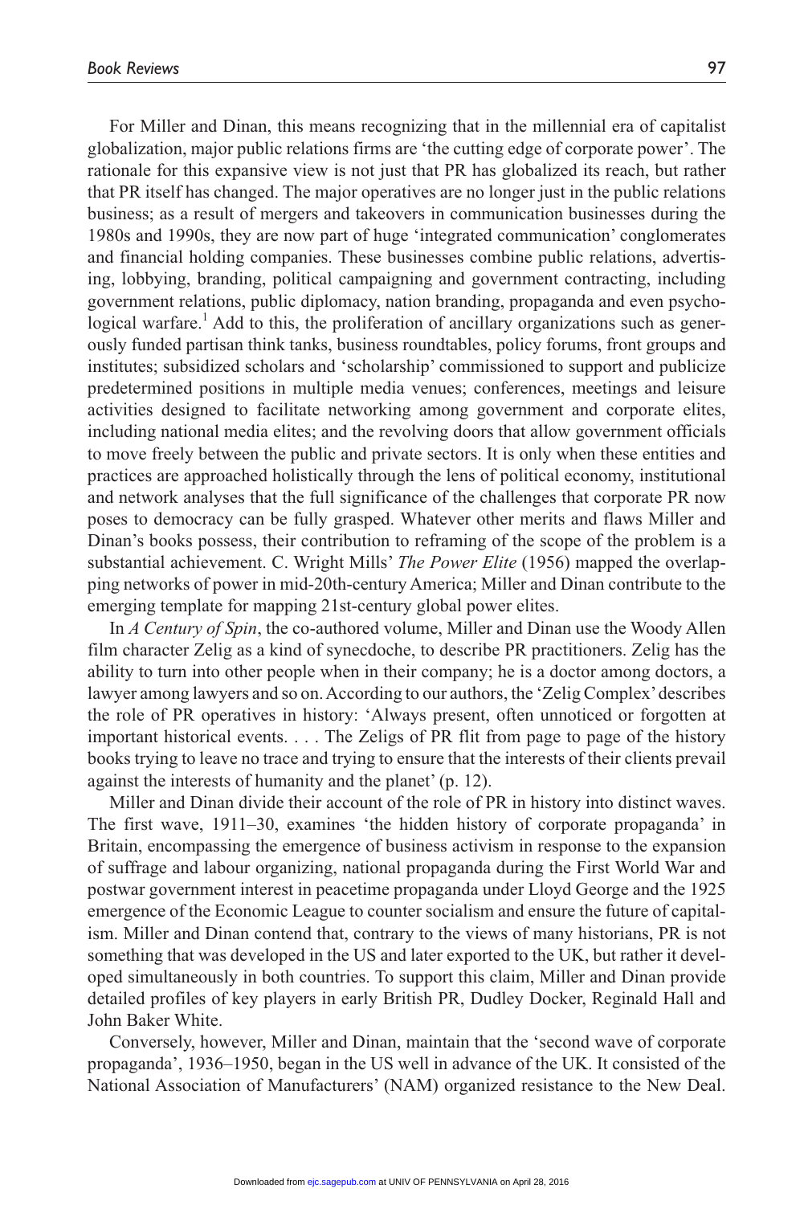For Miller and Dinan, this means recognizing that in the millennial era of capitalist globalization, major public relations firms are 'the cutting edge of corporate power'. The rationale for this expansive view is not just that PR has globalized its reach, but rather that PR itself has changed. The major operatives are no longer just in the public relations business; as a result of mergers and takeovers in communication businesses during the 1980s and 1990s, they are now part of huge 'integrated communication' conglomerates and financial holding companies. These businesses combine public relations, advertising, lobbying, branding, political campaigning and government contracting, including government relations, public diplomacy, nation branding, propaganda and even psychological warfare.[1] Add to this, the proliferation of ancillary organizations such as generously funded partisan think tanks, business roundtables, policy forums, front groups and institutes; subsidized scholars and 'scholarship' commissioned to support and publicize predetermined positions in multiple media venues; conferences, meetings and leisure activities designed to facilitate networking among government and corporate elites, including national media elites; and the revolving doors that allow government officials to move freely between the public and private sectors. It is only when these entities and practices are approached holistically through the lens of political economy, institutional and network analyses that the full significance of the challenges that corporate PR now poses to democracy can be fully grasped. Whatever other merits and flaws Miller and Dinan's books possess, their contribution to reframing of the scope of the problem is a substantial achievement. C. Wright Mills' *The Power Elite* (1956) mapped the overlapping networks of power in mid-20th-century America; Miller and Dinan contribute to the emerging template for mapping 21st-century global power elites.

In *A Century of Spin*, the co-authored volume, Miller and Dinan use the Woody Allen film character Zelig as a kind of synecdoche, to describe PR practitioners. Zelig has the ability to turn into other people when in their company; he is a doctor among doctors, a lawyer among lawyers and so on. According to our authors, the 'Zelig Complex' describes the role of PR operatives in history: 'Always present, often unnoticed or forgotten at important historical events. . . . The Zeligs of PR flit from page to page of the history books trying to leave no trace and trying to ensure that the interests of their clients prevail against the interests of humanity and the planet' (p. 12).

Miller and Dinan divide their account of the role of PR in history into distinct waves. The first wave, 1911–30, examines 'the hidden history of corporate propaganda' in Britain, encompassing the emergence of business activism in response to the expansion of suffrage and labour organizing, national propaganda during the First World War and postwar government interest in peacetime propaganda under Lloyd George and the 1925 emergence of the Economic League to counter socialism and ensure the future of capitalism. Miller and Dinan contend that, contrary to the views of many historians, PR is not something that was developed in the US and later exported to the UK, but rather it developed simultaneously in both countries. To support this claim, Miller and Dinan provide detailed profiles of key players in early British PR, Dudley Docker, Reginald Hall and John Baker White.

Conversely, however, Miller and Dinan, maintain that the 'second wave of corporate propaganda', 1936–1950, began in the US well in advance of the UK. It consisted of the National Association of Manufacturers' (NAM) organized resistance to the New Deal.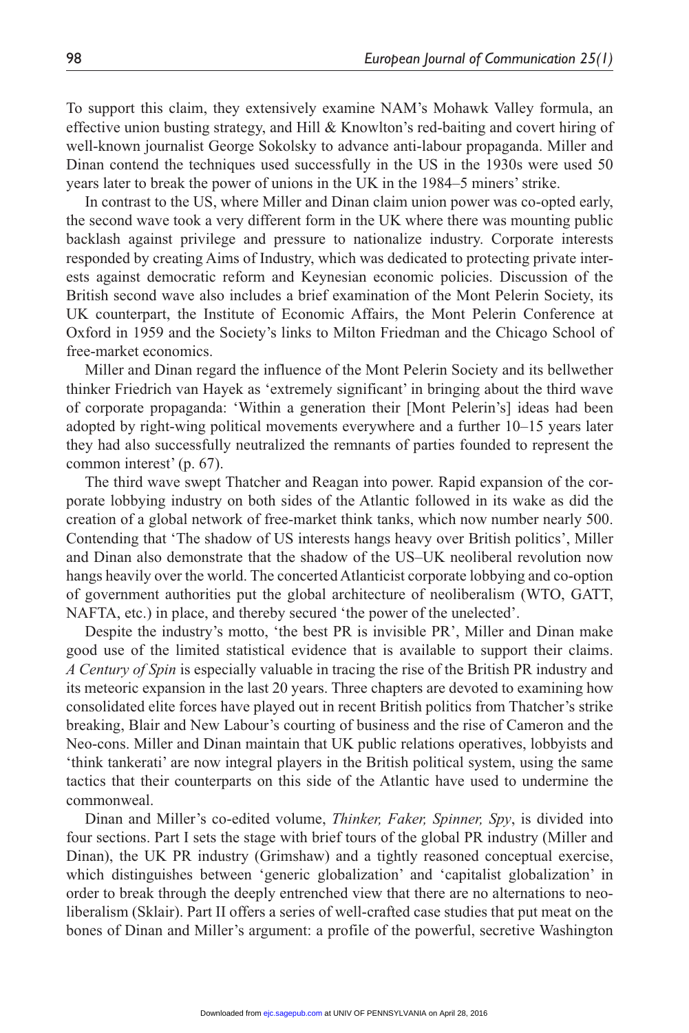To support this claim, they extensively examine NAM's Mohawk Valley formula, an effective union busting strategy, and Hill & Knowlton's red-baiting and covert hiring of well-known journalist George Sokolsky to advance anti-labour propaganda. Miller and Dinan contend the techniques used successfully in the US in the 1930s were used 50 years later to break the power of unions in the UK in the 1984–5 miners' strike.

In contrast to the US, where Miller and Dinan claim union power was co-opted early, the second wave took a very different form in the UK where there was mounting public backlash against privilege and pressure to nationalize industry. Corporate interests responded by creating Aims of Industry, which was dedicated to protecting private interests against democratic reform and Keynesian economic policies. Discussion of the British second wave also includes a brief examination of the Mont Pelerin Society, its UK counterpart, the Institute of Economic Affairs, the Mont Pelerin Conference at Oxford in 1959 and the Society's links to Milton Friedman and the Chicago School of free-market economics.

Miller and Dinan regard the influence of the Mont Pelerin Society and its bellwether thinker Friedrich van Hayek as 'extremely significant' in bringing about the third wave of corporate propaganda: 'Within a generation their [Mont Pelerin's] ideas had been adopted by right-wing political movements everywhere and a further 10–15 years later they had also successfully neutralized the remnants of parties founded to represent the common interest' (p. 67).

The third wave swept Thatcher and Reagan into power. Rapid expansion of the corporate lobbying industry on both sides of the Atlantic followed in its wake as did the creation of a global network of free-market think tanks, which now number nearly 500. Contending that 'The shadow of US interests hangs heavy over British politics', Miller and Dinan also demonstrate that the shadow of the US–UK neoliberal revolution now hangs heavily over the world. The concerted Atlanticist corporate lobbying and co-option of government authorities put the global architecture of neoliberalism (WTO, GATT, NAFTA, etc.) in place, and thereby secured 'the power of the unelected'.

Despite the industry's motto, 'the best PR is invisible PR', Miller and Dinan make good use of the limited statistical evidence that is available to support their claims. *A Century of Spin* is especially valuable in tracing the rise of the British PR industry and its meteoric expansion in the last 20 years. Three chapters are devoted to examining how consolidated elite forces have played out in recent British politics from Thatcher's strike breaking, Blair and New Labour's courting of business and the rise of Cameron and the Neo-cons. Miller and Dinan maintain that UK public relations operatives, lobbyists and 'think tankerati' are now integral players in the British political system, using the same tactics that their counterparts on this side of the Atlantic have used to undermine the commonweal.

Dinan and Miller's co-edited volume, *Thinker, Faker, Spinner, Spy*, is divided into four sections. Part I sets the stage with brief tours of the global PR industry (Miller and Dinan), the UK PR industry (Grimshaw) and a tightly reasoned conceptual exercise, which distinguishes between 'generic globalization' and 'capitalist globalization' in order to break through the deeply entrenched view that there are no alternations to neoliberalism (Sklair). Part II offers a series of well-crafted case studies that put meat on the bones of Dinan and Miller's argument: a profile of the powerful, secretive Washington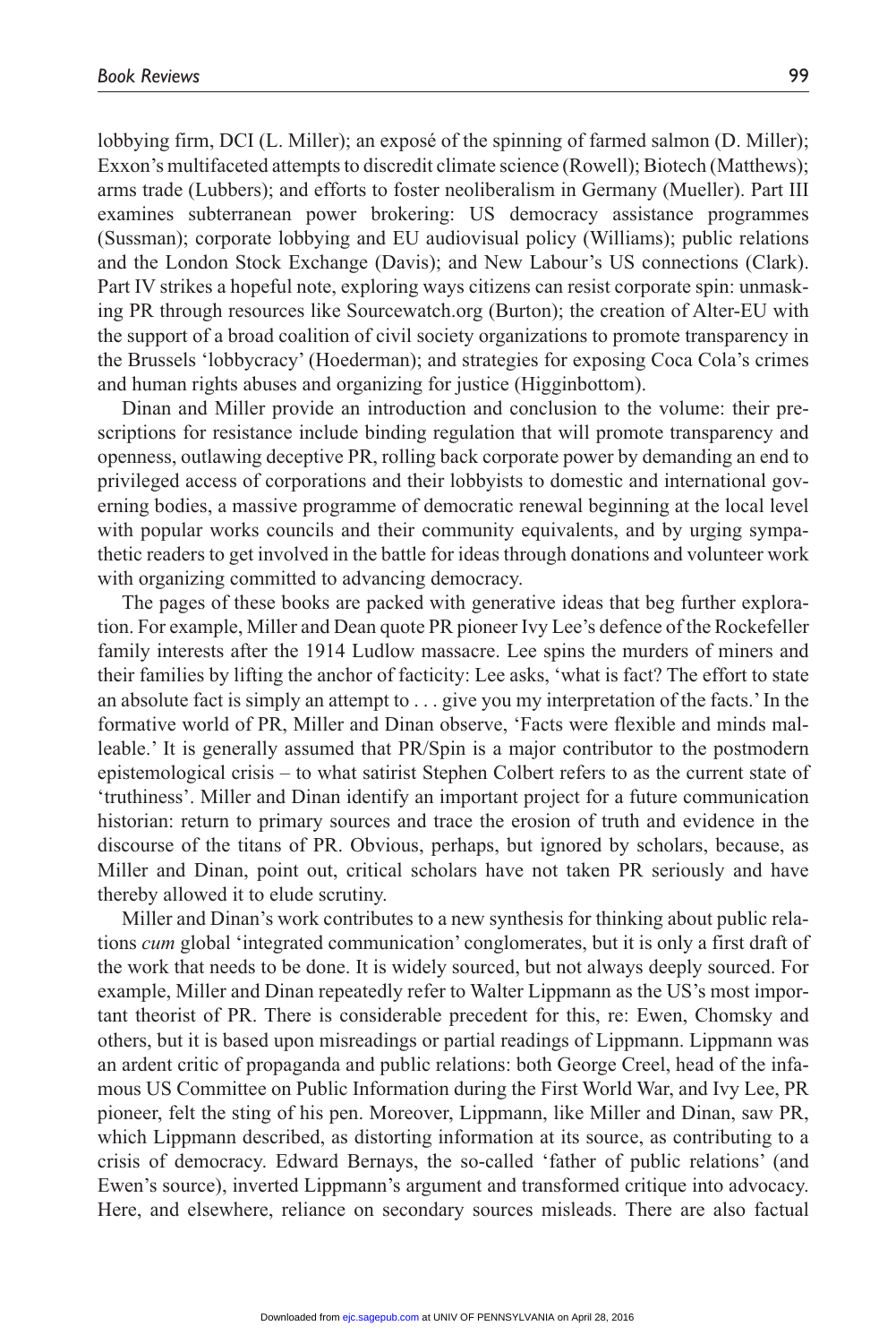lobbying firm, DCI (L. Miller); an exposé of the spinning of farmed salmon (D. Miller); Exxon's multifaceted attempts to discredit climate science (Rowell); Biotech (Matthews); arms trade (Lubbers); and efforts to foster neoliberalism in Germany (Mueller). Part III examines subterranean power brokering: US democracy assistance programmes (Sussman); corporate lobbying and EU audiovisual policy (Williams); public relations and the London Stock Exchange (Davis); and New Labour's US connections (Clark). Part IV strikes a hopeful note, exploring ways citizens can resist corporate spin: unmasking PR through resources like Sourcewatch.org (Burton); the creation of Alter-EU with the support of a broad coalition of civil society organizations to promote transparency in the Brussels 'lobbycracy' (Hoederman); and strategies for exposing Coca Cola's crimes and human rights abuses and organizing for justice (Higginbottom).

Dinan and Miller provide an introduction and conclusion to the volume: their prescriptions for resistance include binding regulation that will promote transparency and openness, outlawing deceptive PR, rolling back corporate power by demanding an end to privileged access of corporations and their lobbyists to domestic and international governing bodies, a massive programme of democratic renewal beginning at the local level with popular works councils and their community equivalents, and by urging sympathetic readers to get involved in the battle for ideas through donations and volunteer work with organizing committed to advancing democracy.

The pages of these books are packed with generative ideas that beg further exploration. For example, Miller and Dean quote PR pioneer Ivy Lee's defence of the Rockefeller family interests after the 1914 Ludlow massacre. Lee spins the murders of miners and their families by lifting the anchor of facticity: Lee asks, 'what is fact? The effort to state an absolute fact is simply an attempt to . . . give you my interpretation of the facts.' In the formative world of PR, Miller and Dinan observe, 'Facts were flexible and minds malleable.' It is generally assumed that PR/Spin is a major contributor to the postmodern epistemological crisis – to what satirist Stephen Colbert refers to as the current state of 'truthiness'. Miller and Dinan identify an important project for a future communication historian: return to primary sources and trace the erosion of truth and evidence in the discourse of the titans of PR. Obvious, perhaps, but ignored by scholars, because, as Miller and Dinan, point out, critical scholars have not taken PR seriously and have thereby allowed it to elude scrutiny.

Miller and Dinan's work contributes to a new synthesis for thinking about public relations *cum* global 'integrated communication' conglomerates, but it is only a first draft of the work that needs to be done. It is widely sourced, but not always deeply sourced. For example, Miller and Dinan repeatedly refer to Walter Lippmann as the US's most important theorist of PR. There is considerable precedent for this, re: Ewen, Chomsky and others, but it is based upon misreadings or partial readings of Lippmann. Lippmann was an ardent critic of propaganda and public relations: both George Creel, head of the infamous US Committee on Public Information during the First World War, and Ivy Lee, PR pioneer, felt the sting of his pen. Moreover, Lippmann, like Miller and Dinan, saw PR, which Lippmann described, as distorting information at its source, as contributing to a crisis of democracy. Edward Bernays, the so-called 'father of public relations' (and Ewen's source), inverted Lippmann's argument and transformed critique into advocacy. Here, and elsewhere, reliance on secondary sources misleads. There are also factual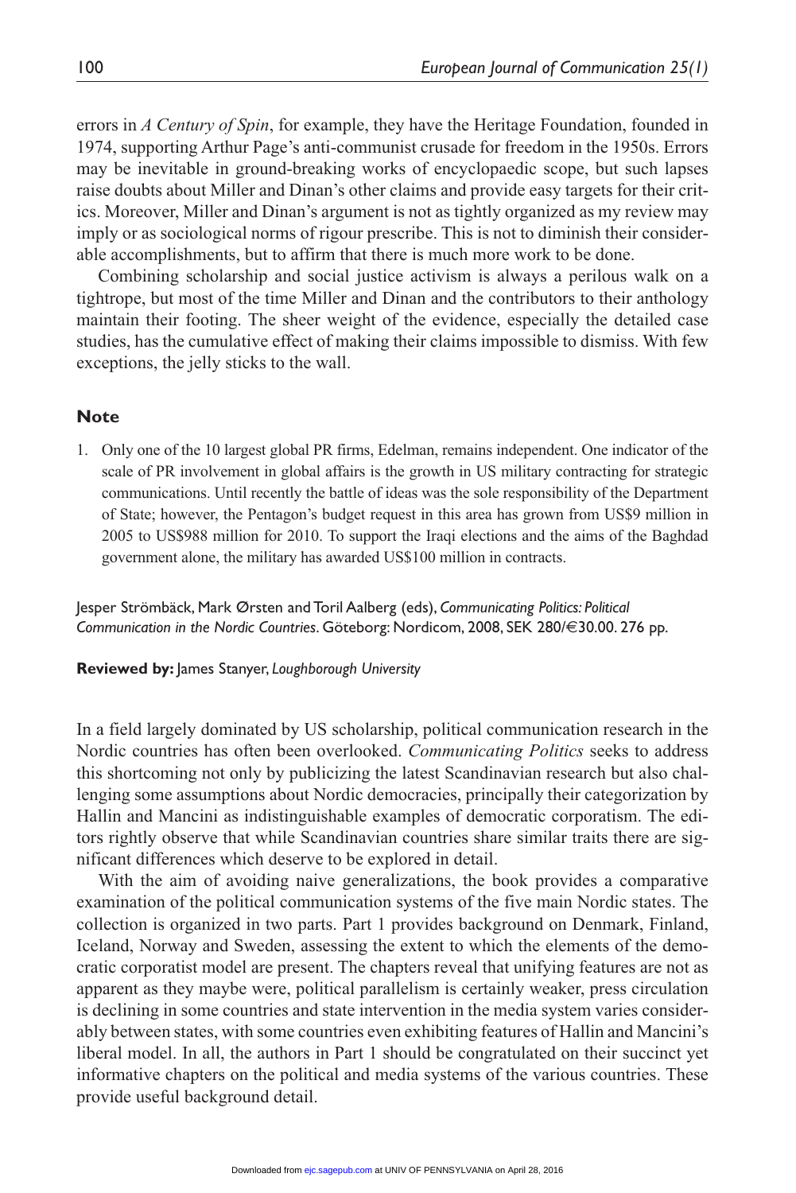errors in *A Century of Spin*, for example, they have the Heritage Foundation, founded in 1974, supporting Arthur Page's anti-communist crusade for freedom in the 1950s. Errors may be inevitable in ground-breaking works of encyclopaedic scope, but such lapses raise doubts about Miller and Dinan's other claims and provide easy targets for their critics. Moreover, Miller and Dinan's argument is not as tightly organized as my review may imply or as sociological norms of rigour prescribe. This is not to diminish their considerable accomplishments, but to affirm that there is much more work to be done.

Combining scholarship and social justice activism is always a perilous walk on a tightrope, but most of the time Miller and Dinan and the contributors to their anthology maintain their footing. The sheer weight of the evidence, especially the detailed case studies, has the cumulative effect of making their claims impossible to dismiss. With few exceptions, the jelly sticks to the wall.

## Note

1. Only one of the 10 largest global PR firms, Edelman, remains independent. One indicator of the scale of PR involvement in global affairs is the growth in US military contracting for strategic communications. Until recently the battle of ideas was the sole responsibility of the Department of State; however, the Pentagon's budget request in this area has grown from US$9 million in 2005 to US$988 million for 2010. To support the Iraqi elections and the aims of the Baghdad government alone, the military has awarded US$100 million in contracts.

Jesper Strömbäck, Mark Ørsten and Toril Aalberg (eds), *Communicating Politics: Political Communication in the Nordic Countries*. Göteborg: Nordicom, 2008, SEK 280/€30.00. 276 pp.

**Reviewed by:** James Stanyer, *Loughborough University*

In a field largely dominated by US scholarship, political communication research in the Nordic countries has often been overlooked. *Communicating Politics* seeks to address this shortcoming not only by publicizing the latest Scandinavian research but also challenging some assumptions about Nordic democracies, principally their categorization by Hallin and Mancini as indistinguishable examples of democratic corporatism. The editors rightly observe that while Scandinavian countries share similar traits there are significant differences which deserve to be explored in detail.

With the aim of avoiding naive generalizations, the book provides a comparative examination of the political communication systems of the five main Nordic states. The collection is organized in two parts. Part 1 provides background on Denmark, Finland, Iceland, Norway and Sweden, assessing the extent to which the elements of the democratic corporatist model are present. The chapters reveal that unifying features are not as apparent as they maybe were, political parallelism is certainly weaker, press circulation is declining in some countries and state intervention in the media system varies considerably between states, with some countries even exhibiting features of Hallin and Mancini's liberal model. In all, the authors in Part 1 should be congratulated on their succinct yet informative chapters on the political and media systems of the various countries. These provide useful background detail.